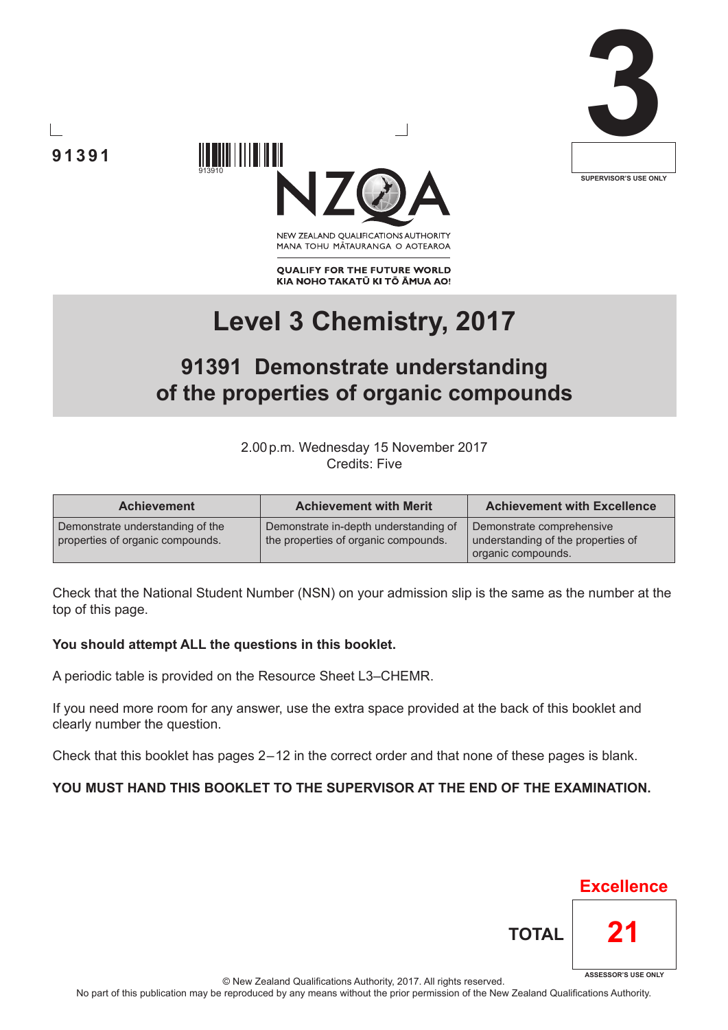91391

913910

NEW ZEALAND QUALIFICATIONS AUTHORITY
MANA TOHU MĀTAURANGA O AOTEAROA

QUALIFY FOR THE FUTURE WORLD
KIA NOHO TAKATŪ KI TŌ ĀMUA AO!

3

SUPERVISOR'S USE ONLY

# Level 3 Chemistry, 2017

## 91391 Demonstrate understanding of the properties of organic compounds

2.00 p.m. Wednesday 15 November 2017
Credits: Five

| Achievement | Achievement with Merit | Achievement with Excellence |
|---|---|---|
| Demonstrate understanding of the properties of organic compounds. | Demonstrate in-depth understanding of the properties of organic compounds. | Demonstrate comprehensive understanding of the properties of organic compounds. |

Check that the National Student Number (NSN) on your admission slip is the same as the number at the top of this page.

**You should attempt ALL the questions in this booklet.**

A periodic table is provided on the Resource Sheet L3–CHEMR.

If you need more room for any answer, use the extra space provided at the back of this booklet and clearly number the question.

Check that this booklet has pages 2–12 in the correct order and that none of these pages is blank.

**YOU MUST HAND THIS BOOKLET TO THE SUPERVISOR AT THE END OF THE EXAMINATION.**

Excellence

**TOTAL** 21

ASSESSOR'S USE ONLY

© New Zealand Qualifications Authority, 2017. All rights reserved.
No part of this publication may be reproduced by any means without the prior permission of the New Zealand Qualifications Authority.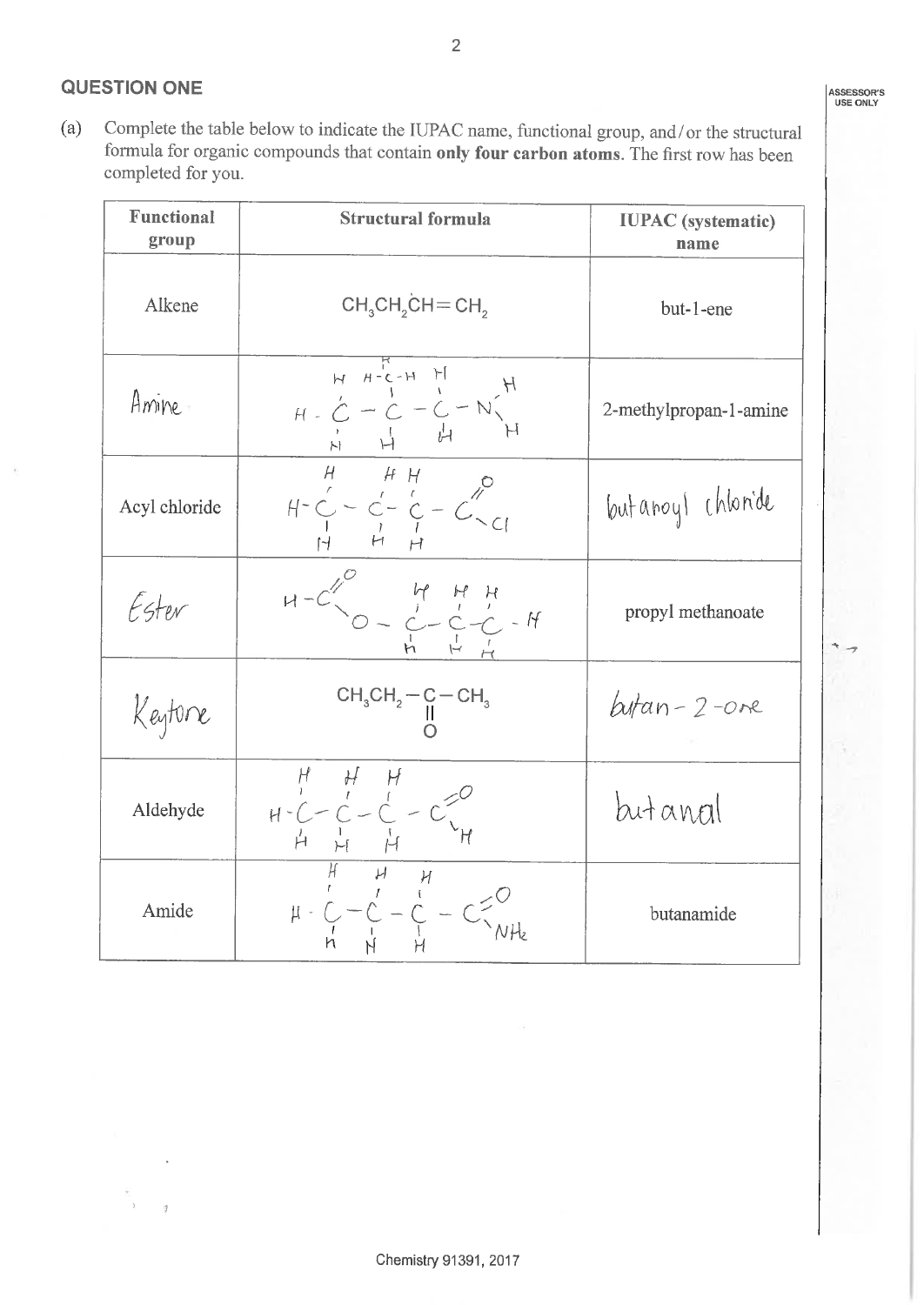## QUESTION ONE

(a) Complete the table below to indicate the IUPAC name, functional group, and/or the structural formula for organic compounds that contain **only four carbon atoms**. The first row has been completed for you.

| Functional group | Structural formula | IUPAC (systematic) name |
|---|---|---|
| Alkene | $CH_3CH_2CH{=}CH_2$ | but-1-ene |
| Amine | $CH_3CH(CH_3)CH_2NH_2$ (drawn as full displayed formula) | 2-methylpropan-1-amine |
| Acyl chloride | $CH_3CH_2CH_2COCl$ (drawn as full displayed formula) | butanoyl chloride |
| Ester | $HCOOCH_2CH_2CH_3$ (drawn as full displayed formula) | propyl methanoate |
| Keytone | $CH_3CH_2COCH_3$ | butan-2-one |
| Aldehyde | $CH_3CH_2CH_2CHO$ (drawn as full displayed formula) | butanal |
| Amide | $CH_3CH_2CH_2CONH_2$ (drawn as full displayed formula) | butanamide |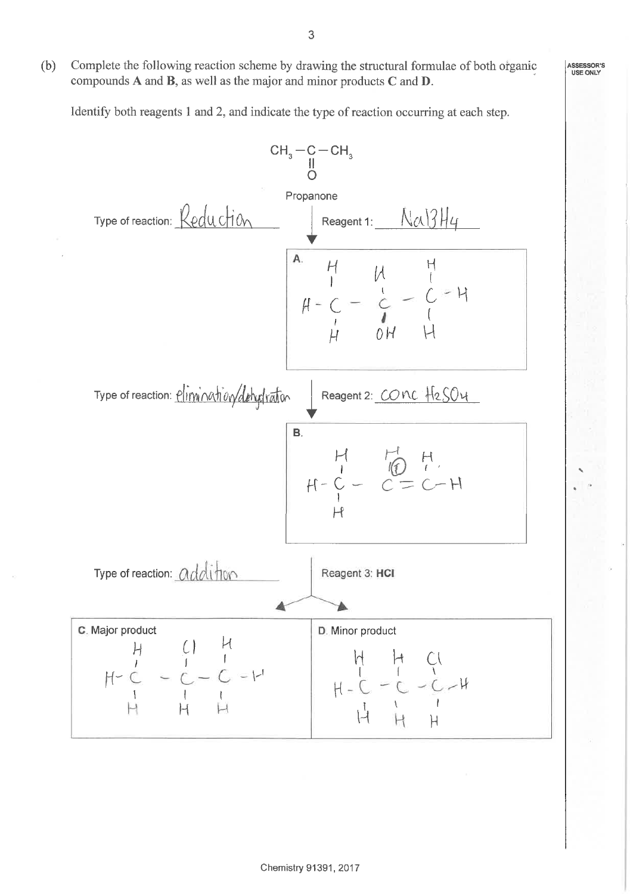(b) Complete the following reaction scheme by drawing the structural formulae of both organic compounds **A** and **B**, as well as the major and minor products **C** and **D**.

Identify both reagents 1 and 2, and indicate the type of reaction occurring at each step.

$$CH_3-\underset{\underset{O}{\|}}{C}-CH_3$$

Propanone

Type of reaction: Reduction | Reagent 1: $NaBH_4$

**A.**

```
    H    H    H
    |    |    |
H - C  - C  - C - H
    |    |    |
    H    OH   H
```

Type of reaction: elimination/dehydration | Reagent 2: conc $H_2SO_4$

**B.**

```
    H    H    H
    |    |    |
H - C  - C  = C - H
    |
    H
```

Type of reaction: addition | Reagent 3: **HCl**

| C. Major product | D. Minor product |
|---|---|
| H–C(H)(H)–C(Cl)(H)–C(H)(H)–H | H–C(H)(H)–C(H)(H)–C(Cl)(H)–H |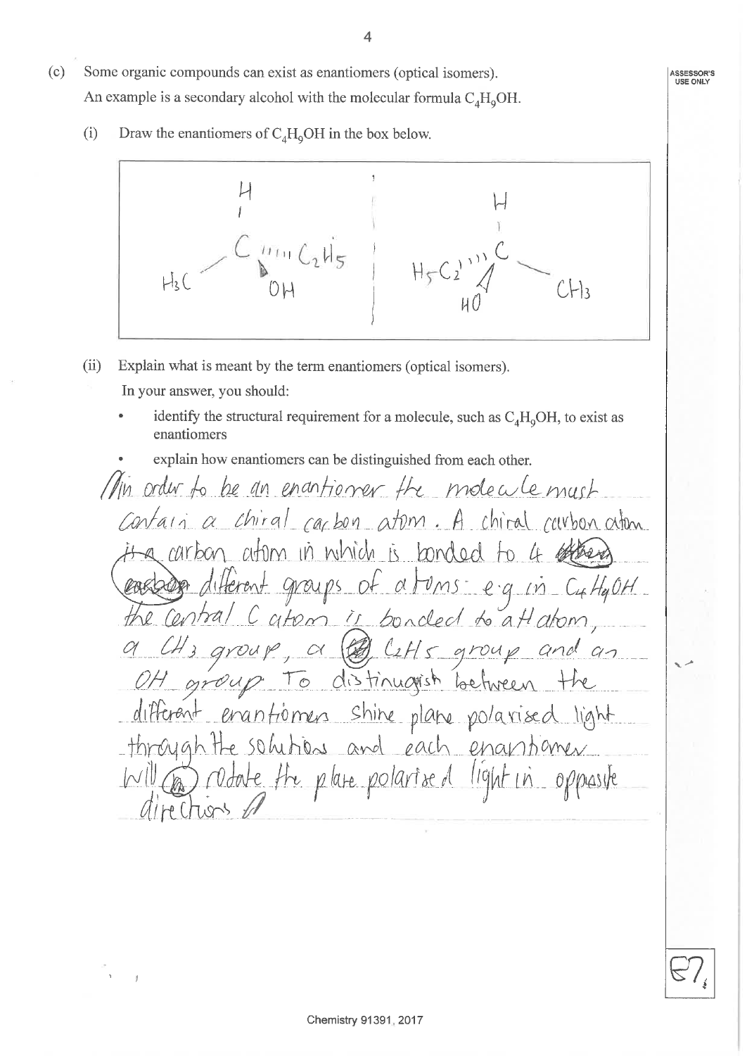(c) Some organic compounds can exist as enantiomers (optical isomers).

An example is a secondary alcohol with the molecular formula $C_4H_9OH$.

(i) Draw the enantiomers of $C_4H_9OH$ in the box below.

| | |
|---|---|
| H, $H_3C$, C, $C_2H_5$, OH | H, $H_5C_2$, C, $CH_3$, HO |

(ii) Explain what is meant by the term enantiomers (optical isomers).

In your answer, you should:

- identify the structural requirement for a molecule, such as $C_4H_9OH$, to exist as enantiomers
- explain how enantiomers can be distinguished from each other.

In order to be an enantiomer the molecule must contain a chiral carbon atom. A chiral carbon atom is a carbon atom in which is bonded to 4 different groups of atoms: e.g. in $C_4H_9OH$ the central C atom is bonded to a H atom, a $CH_3$ group, a $C_2H_5$ group and an OH group. To distinguish between the different enantiomers shine plane polarised light through the solutions and each enantiomer will rotate the plane polarised light in opposite directions

E7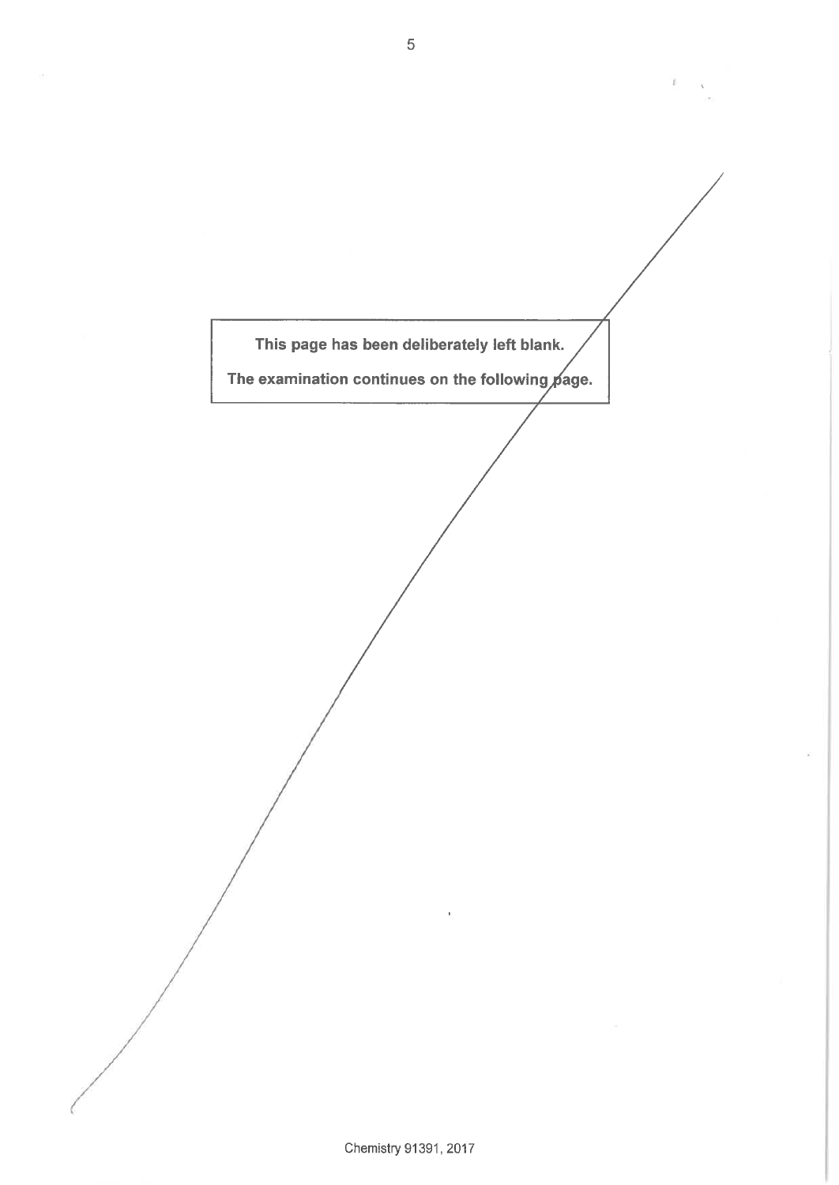This page has been deliberately left blank.

The examination continues on the following page.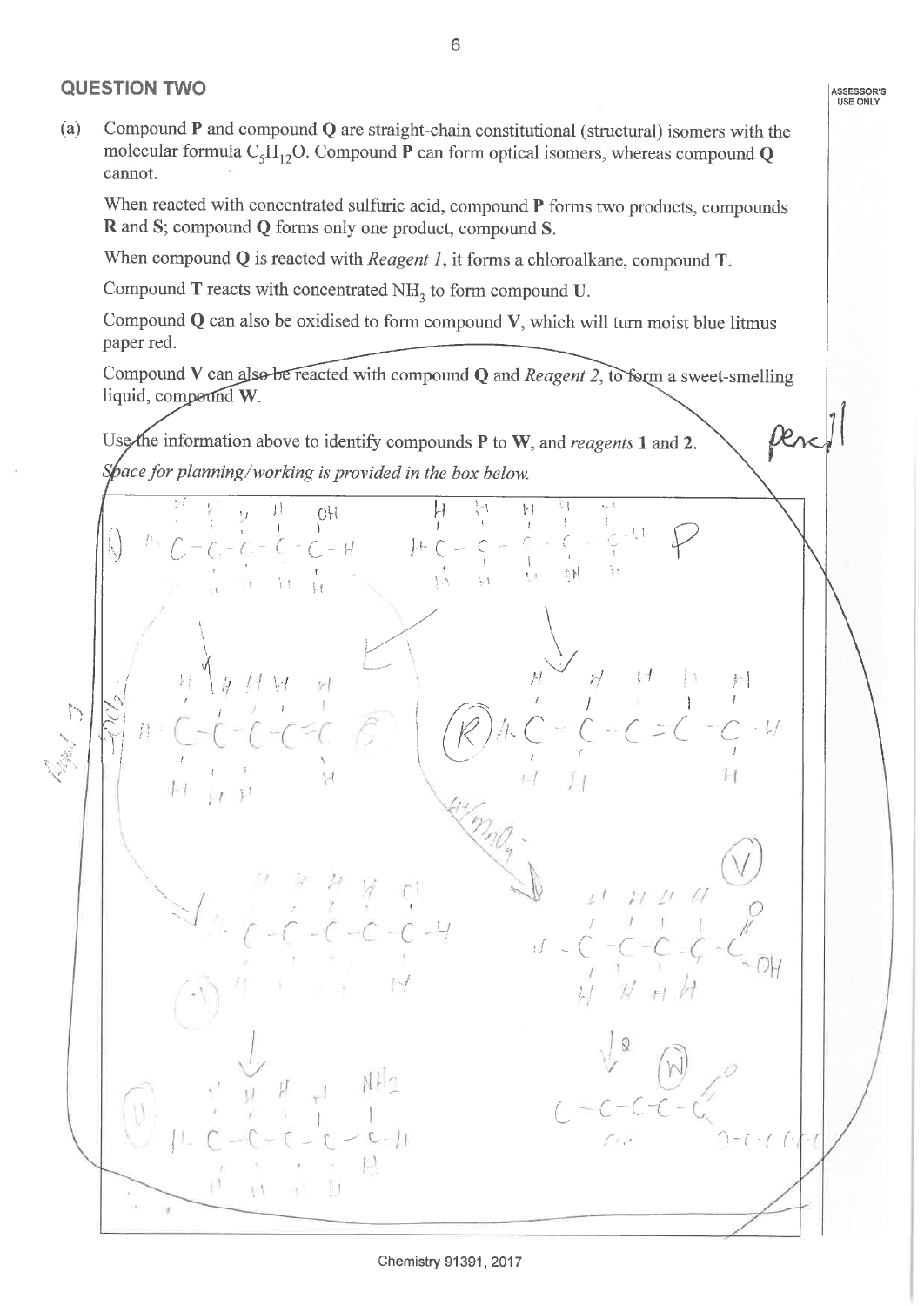## QUESTION TWO

ASSESSOR'S USE ONLY

(a) Compound **P** and compound **Q** are straight-chain constitutional (structural) isomers with the molecular formula $C_5H_{12}O$. Compound **P** can form optical isomers, whereas compound **Q** cannot.

When reacted with concentrated sulfuric acid, compound **P** forms two products, compounds **R** and **S**; compound **Q** forms only one product, compound **S**.

When compound **Q** is reacted with *Reagent 1*, it forms a chloroalkane, compound **T**.

Compound **T** reacts with concentrated $NH_3$ to form compound **U**.

Compound **Q** can also be oxidised to form compound **V**, which will turn moist blue litmus paper red.

Compound **V** can also be reacted with compound **Q** and *Reagent 2*, to form a sweet-smelling liquid, compound **W**.

Use the information above to identify compounds **P** to **W**, and *reagents* **1** and **2**.

*Space for planning/working is provided in the box below.*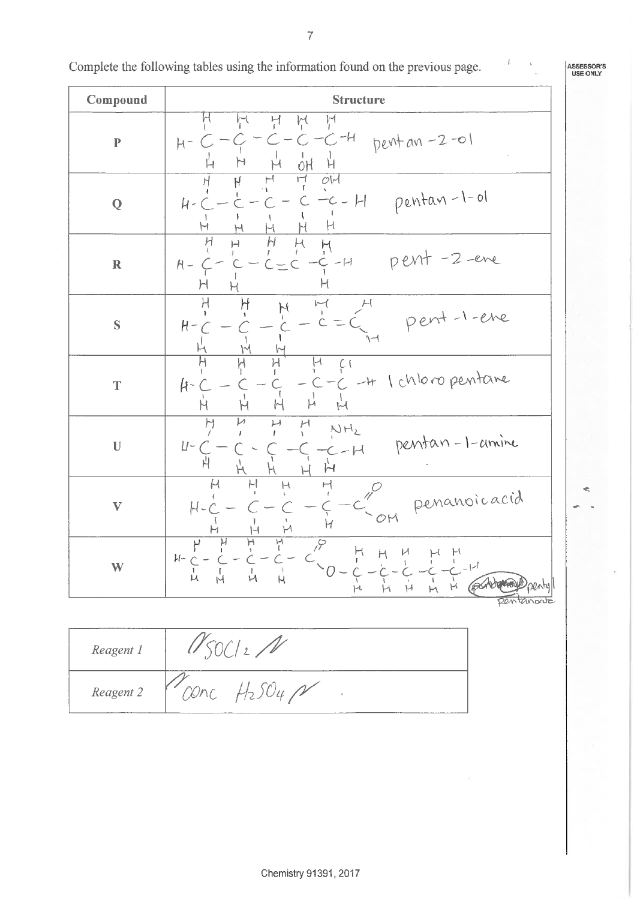Complete the following tables using the information found on the previous page.

| Compound | Structure |
| --- | --- |
| P | $CH_3-CH_2-CH_2-CH(OH)-CH_3$ pentan-2-ol |
| Q | $CH_3-CH_2-CH_2-CH_2-CH_2OH$ pentan-1-ol |
| R | $CH_3-CH_2-CH=CH-CH_3$ pent-2-ene |
| S | $CH_3-CH_2-CH_2-CH=CH_2$ pent-1-ene |
| T | $CH_3-CH_2-CH_2-CH_2-CH_2Cl$ 1chloropentane |
| U | $CH_3-CH_2-CH_2-CH_2-CH_2NH_2$ pentan-1-amine |
| V | $CH_3-CH_2-CH_2-CH_2-COOH$ penanoicacid |
| W | $CH_3-CH_2-CH_2-CH_2-COO-CH_2-CH_2-CH_2-CH_2-CH_3$ pentyl pentanoate |

| | |
| --- | --- |
| *Reagent 1* | $SOCl_2$ |
| *Reagent 2* | conc $H_2SO_4$ |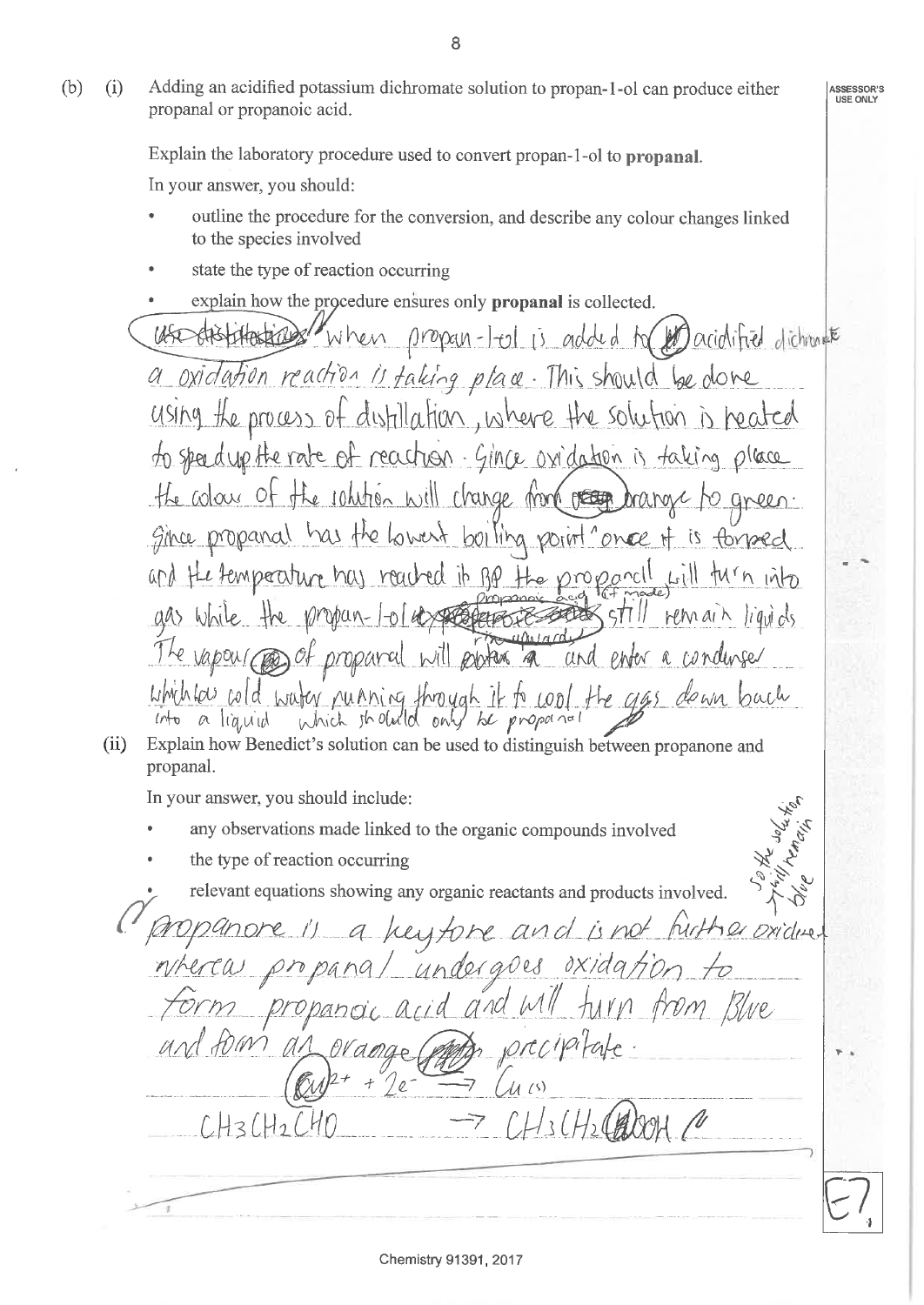(b) (i) Adding an acidified potassium dichromate solution to propan-1-ol can produce either propanal or propanoic acid.

Explain the laboratory procedure used to convert propan-1-ol to **propanal**.

In your answer, you should:

- outline the procedure for the conversion, and describe any colour changes linked to the species involved
- state the type of reaction occurring
- explain how the procedure ensures only **propanal** is collected.

~~Use distillation~~ When propan-1-ol is added to acidified dichromate a oxidation reaction is taking place. This should be done using the process of distillation, where the solution is heated to speed up the rate of reaction. Since oxidation is taking place the colour of the solution will change from orange to green. Since propanal has the lowest boiling point once it is formed and the temperature has reached its BP the propanal will turn into gas while the propan-1-ol (propanoic acid if made) still remain liquids. The vapour of propanal will rise upward and enter a condenser which has cold water running through it to cool the gas down back into a liquid which should only be propanal

(ii) Explain how Benedict's solution can be used to distinguish between propanone and propanal.

In your answer, you should include:

- any observations made linked to the organic compounds involved
- the type of reaction occurring
- relevant equations showing any organic reactants and products involved.

propanone is a keytone and is not further oxidised so the solution will remain blue whereas propanal undergoes oxidation to form propanoic acid and will turn from Blue and form an orange precipitate.

$Cu^{2+} + 2e^- \rightarrow Cu_{(s)}$

$CH_3CH_2CHO \rightarrow CH_3CH_2COOH$

E7

Chemistry 91391, 2017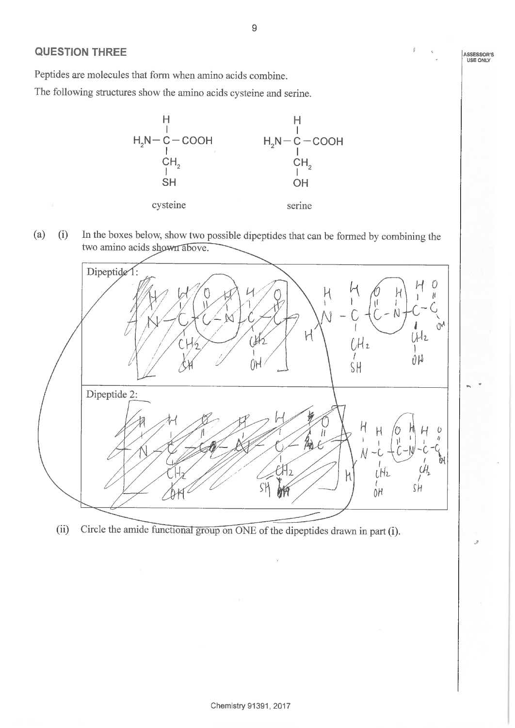## QUESTION THREE

Peptides are molecules that form when amino acids combine.

The following structures show the amino acids cysteine and serine.

$$\begin{array}{c} H \\ | \\ H_2N-C-COOH \\ | \\ CH_2 \\ | \\ SH \end{array} \qquad \begin{array}{c} H \\ | \\ H_2N-C-COOH \\ | \\ CH_2 \\ | \\ OH \end{array}$$

cysteine &nbsp;&nbsp;&nbsp;&nbsp;&nbsp;&nbsp;&nbsp;&nbsp; serine

(a) (i) In the boxes below, show two possible dipeptides that can be formed by combining the two amino acids shown above.

Dipeptide 1:

Dipeptide 2:

(ii) Circle the amide functional group on ONE of the dipeptides drawn in part (i).

Chemistry 91391, 2017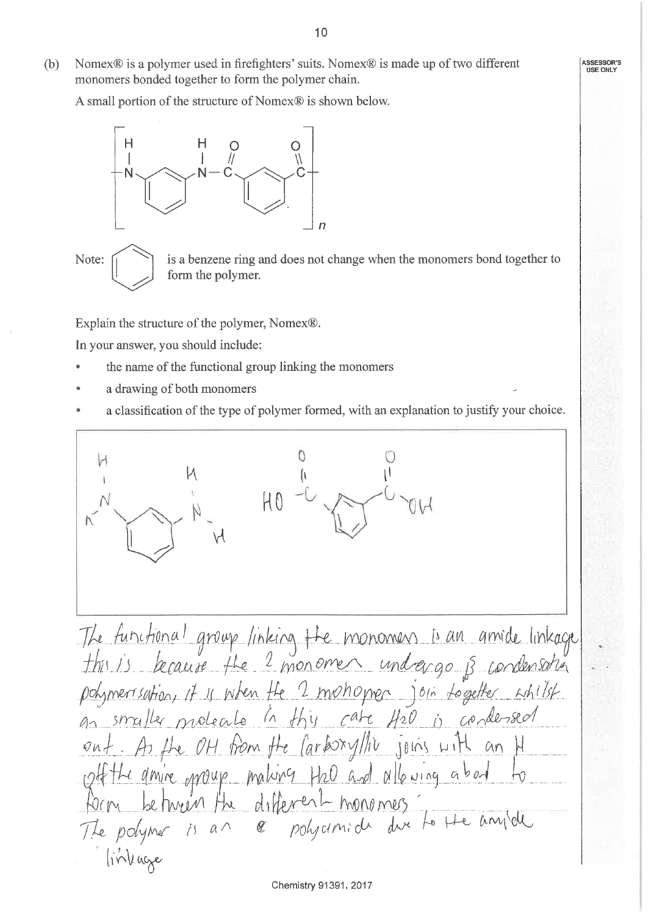(b) Nomex® is a polymer used in firefighters' suits. Nomex® is made up of two different monomers bonded together to form the polymer chain.

A small portion of the structure of Nomex® is shown below.

$$\left[ -\underset{H}{\underset{|}{N}}-C_6H_4-\underset{H}{\underset{|}{N}}-\overset{O}{\overset{\|}{C}}-C_6H_4-\overset{O}{\overset{\|}{C}}- \right]_n$$

Note: (benzene ring) is a benzene ring and does not change when the monomers bond together to form the polymer.

Explain the structure of the polymer, Nomex®.

In your answer, you should include:

- the name of the functional group linking the monomers
- a drawing of both monomers
- a classification of the type of polymer formed, with an explanation to justify your choice.

$$H-\underset{H}{\underset{|}{N}}-C_6H_4-\underset{H}{\underset{|}{N}}-H \qquad HO-\overset{O}{\overset{\|}{C}}-C_6H_4-\overset{O}{\overset{\|}{C}}-OH$$

The functional group linking the monomers is an amide linkage this is because the 2 monomers undergo condensation polymerisation, it is when the 2 monomers join together whilst an smaller molecule in this case $H_2O$ is condensed out. As the OH from the carboxylic joins with an H off the amine group making $H_2O$ and allowing a bond to form between the different monomers.

The polymer is an polyamide due to the amide linkage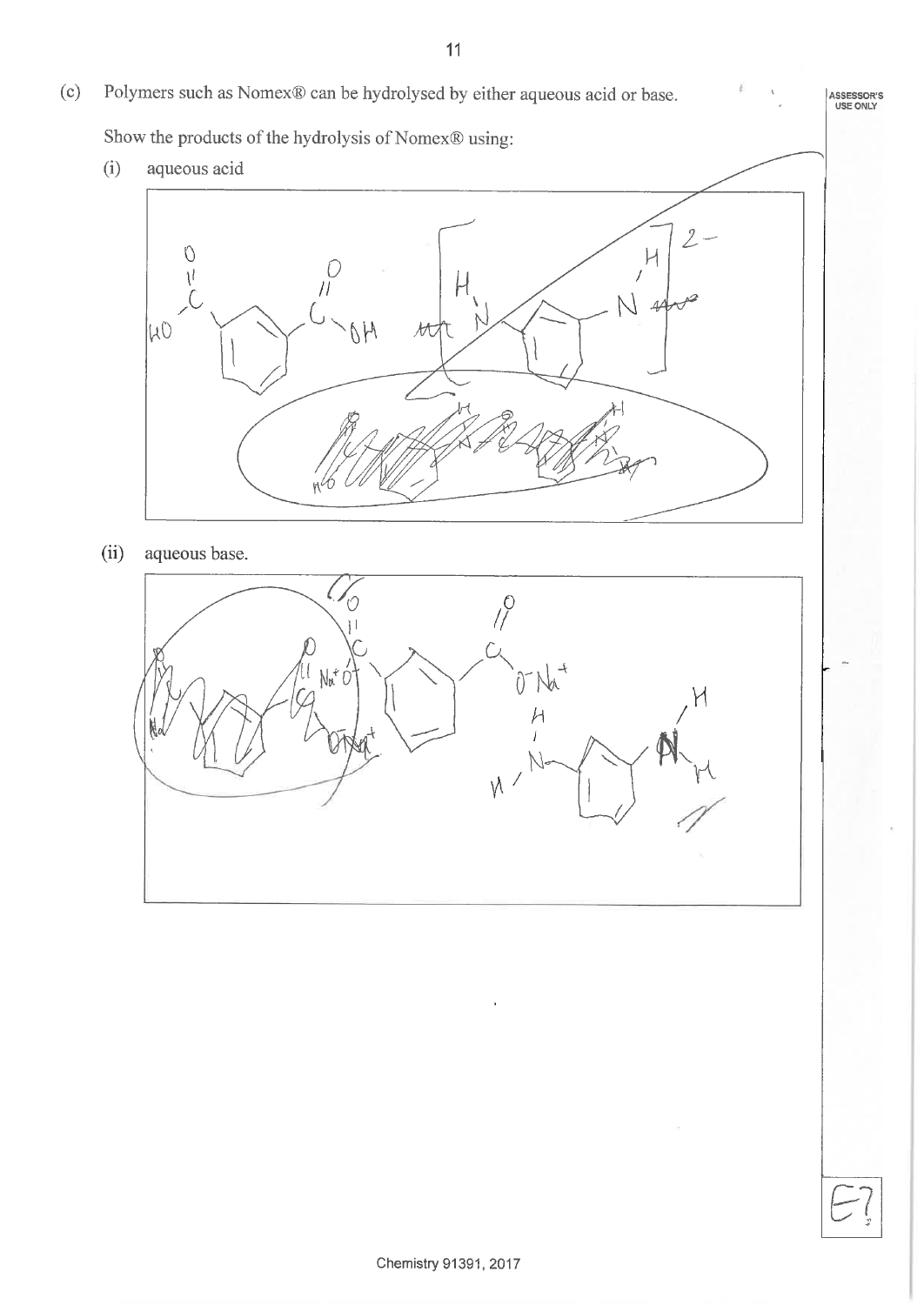(c) Polymers such as Nomex® can be hydrolysed by either aqueous acid or base.

Show the products of the hydrolysis of Nomex® using:

(i) aqueous acid

(ii) aqueous base.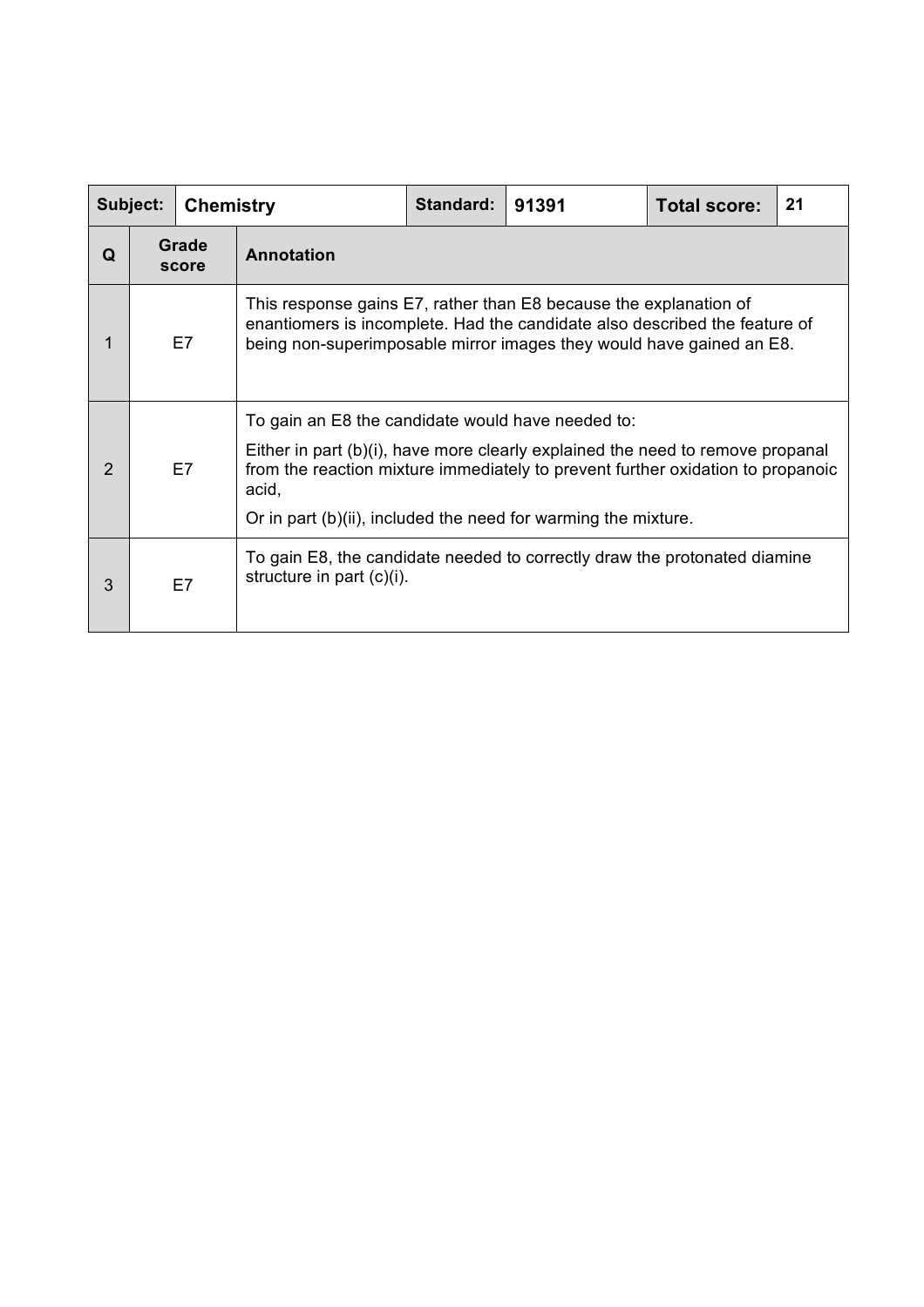| Subject: | Chemistry | Standard: | 91391 | Total score: | 21 |
|---|---|---|---|---|---|
| **Q** | **Grade score** | **Annotation** | | | |
| 1 | E7 | This response gains E7, rather than E8 because the explanation of enantiomers is incomplete. Had the candidate also described the feature of being non-superimposable mirror images they would have gained an E8. | | | |
| 2 | E7 | To gain an E8 the candidate would have needed to:<br><br>Either in part (b)(i), have more clearly explained the need to remove propanal from the reaction mixture immediately to prevent further oxidation to propanoic acid,<br><br>Or in part (b)(ii), included the need for warming the mixture. | | | |
| 3 | E7 | To gain E8, the candidate needed to correctly draw the protonated diamine structure in part (c)(i). | | | |